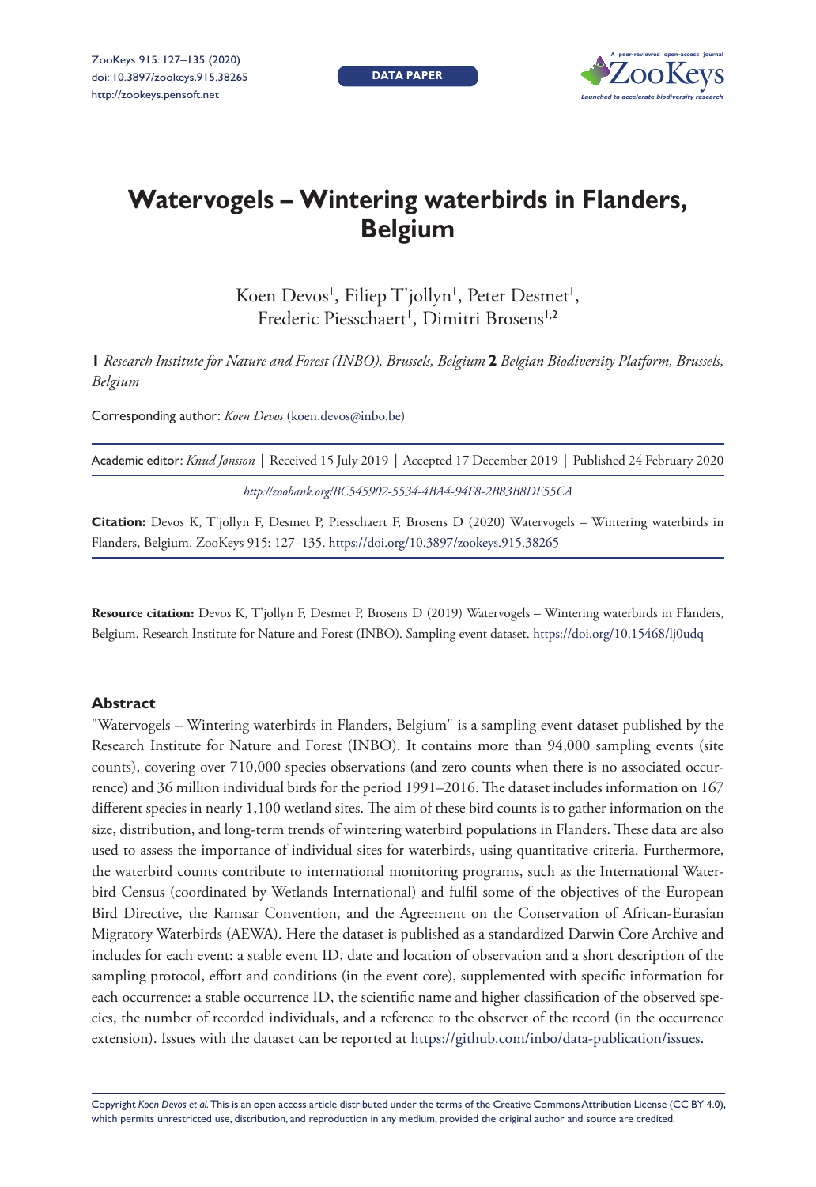# Watervogels – Wintering waterbirds in Flanders, Belgium

Koen Devos[1], Filiep T'jollyn[1], Peter Desmet[1], Frederic Piesschaert[1], Dimitri Brosens[1,2]

**1** *Research Institute for Nature and Forest (INBO), Brussels, Belgium* **2** *Belgian Biodiversity Platform, Brussels, Belgium*

Corresponding author: *Koen Devos* (koen.devos@inbo.be)

Academic editor: *Knud Jønsson* | Received 15 July 2019 | Accepted 17 December 2019 | Published 24 February 2020

*http://zoobank.org/BC545902-5534-4BA4-94F8-2B83B8DE55CA*

**Citation:** Devos K, T'jollyn F, Desmet P, Piesschaert F, Brosens D (2020) Watervogels – Wintering waterbirds in Flanders, Belgium. ZooKeys 915: 127–135. https://doi.org/10.3897/zookeys.915.38265

**Resource citation:** Devos K, T'jollyn F, Desmet P, Brosens D (2019) Watervogels – Wintering waterbirds in Flanders, Belgium. Research Institute for Nature and Forest (INBO). Sampling event dataset. https://doi.org/10.15468/lj0udq

## Abstract

"Watervogels – Wintering waterbirds in Flanders, Belgium" is a sampling event dataset published by the Research Institute for Nature and Forest (INBO). It contains more than 94,000 sampling events (site counts), covering over 710,000 species observations (and zero counts when there is no associated occurrence) and 36 million individual birds for the period 1991–2016. The dataset includes information on 167 different species in nearly 1,100 wetland sites. The aim of these bird counts is to gather information on the size, distribution, and long-term trends of wintering waterbird populations in Flanders. These data are also used to assess the importance of individual sites for waterbirds, using quantitative criteria. Furthermore, the waterbird counts contribute to international monitoring programs, such as the International Waterbird Census (coordinated by Wetlands International) and fulfil some of the objectives of the European Bird Directive, the Ramsar Convention, and the Agreement on the Conservation of African-Eurasian Migratory Waterbirds (AEWA). Here the dataset is published as a standardized Darwin Core Archive and includes for each event: a stable event ID, date and location of observation and a short description of the sampling protocol, effort and conditions (in the event core), supplemented with specific information for each occurrence: a stable occurrence ID, the scientific name and higher classification of the observed species, the number of recorded individuals, and a reference to the observer of the record (in the occurrence extension). Issues with the dataset can be reported at https://github.com/inbo/data-publication/issues.

Copyright *Koen Devos et al.* This is an open access article distributed under the terms of the Creative Commons Attribution License (CC BY 4.0), which permits unrestricted use, distribution, and reproduction in any medium, provided the original author and source are credited.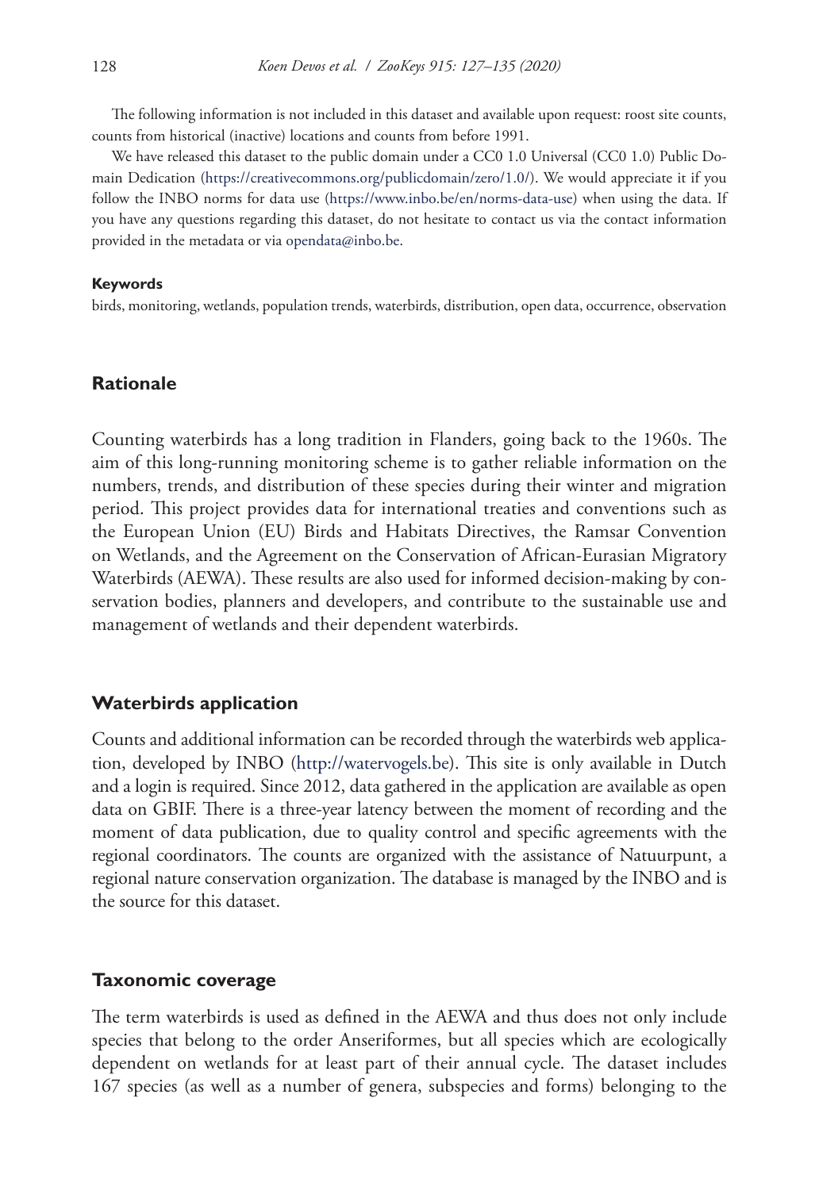The following information is not included in this dataset and available upon request: roost site counts, counts from historical (inactive) locations and counts from before 1991.

We have released this dataset to the public domain under a CC0 1.0 Universal (CC0 1.0) Public Domain Dedication (https://creativecommons.org/publicdomain/zero/1.0/). We would appreciate it if you follow the INBO norms for data use (https://www.inbo.be/en/norms-data-use) when using the data. If you have any questions regarding this dataset, do not hesitate to contact us via the contact information provided in the metadata or via opendata@inbo.be.

#### Keywords

birds, monitoring, wetlands, population trends, waterbirds, distribution, open data, occurrence, observation

## Rationale

Counting waterbirds has a long tradition in Flanders, going back to the 1960s. The aim of this long-running monitoring scheme is to gather reliable information on the numbers, trends, and distribution of these species during their winter and migration period. This project provides data for international treaties and conventions such as the European Union (EU) Birds and Habitats Directives, the Ramsar Convention on Wetlands, and the Agreement on the Conservation of African-Eurasian Migratory Waterbirds (AEWA). These results are also used for informed decision-making by conservation bodies, planners and developers, and contribute to the sustainable use and management of wetlands and their dependent waterbirds.

## Waterbirds application

Counts and additional information can be recorded through the waterbirds web application, developed by INBO (http://watervogels.be). This site is only available in Dutch and a login is required. Since 2012, data gathered in the application are available as open data on GBIF. There is a three-year latency between the moment of recording and the moment of data publication, due to quality control and specific agreements with the regional coordinators. The counts are organized with the assistance of Natuurpunt, a regional nature conservation organization. The database is managed by the INBO and is the source for this dataset.

## Taxonomic coverage

The term waterbirds is used as defined in the AEWA and thus does not only include species that belong to the order Anseriformes, but all species which are ecologically dependent on wetlands for at least part of their annual cycle. The dataset includes 167 species (as well as a number of genera, subspecies and forms) belonging to the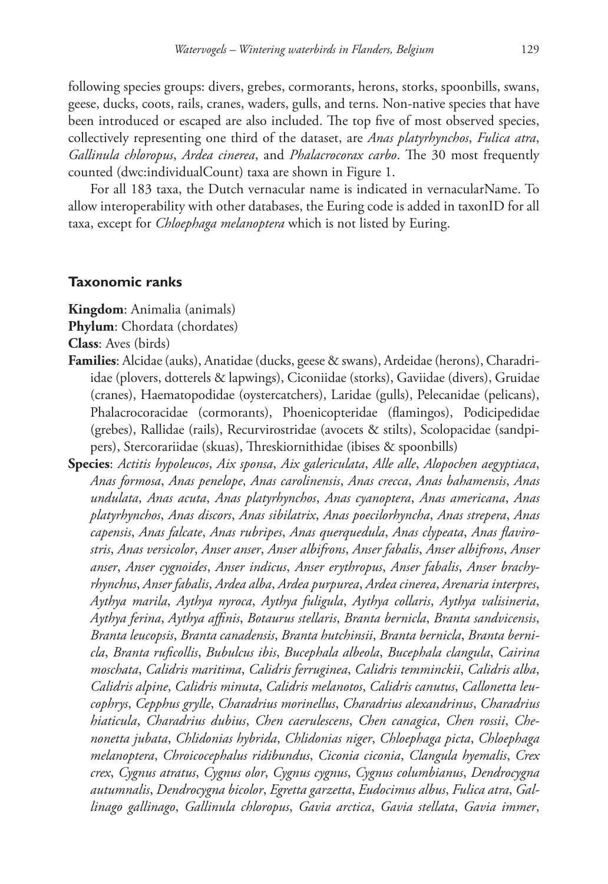following species groups: divers, grebes, cormorants, herons, storks, spoonbills, swans, geese, ducks, coots, rails, cranes, waders, gulls, and terns. Non-native species that have been introduced or escaped are also included. The top five of most observed species, collectively representing one third of the dataset, are *Anas platyrhynchos*, *Fulica atra*, *Gallinula chloropus*, *Ardea cinerea*, and *Phalacrocorax carbo*. The 30 most frequently counted (dwc:individualCount) taxa are shown in Figure 1.

For all 183 taxa, the Dutch vernacular name is indicated in vernacularName. To allow interoperability with other databases, the Euring code is added in taxonID for all taxa, except for *Chloephaga melanoptera* which is not listed by Euring.

## Taxonomic ranks

**Kingdom**: Animalia (animals)

**Phylum**: Chordata (chordates)

**Class**: Aves (birds)

**Families**: Alcidae (auks), Anatidae (ducks, geese & swans), Ardeidae (herons), Charadriidae (plovers, dotterels & lapwings), Ciconiidae (storks), Gaviidae (divers), Gruidae (cranes), Haematopodidae (oystercatchers), Laridae (gulls), Pelecanidae (pelicans), Phalacrocoracidae (cormorants), Phoenicopteridae (flamingos), Podicipedidae (grebes), Rallidae (rails), Recurvirostridae (avocets & stilts), Scolopacidae (sandpipers), Stercorariidae (skuas), Threskiornithidae (ibises & spoonbills)

**Species**: *Actitis hypoleucos*, *Aix sponsa*, *Aix galericulata*, *Alle alle*, *Alopochen aegyptiaca*, *Anas formosa*, *Anas penelope*, *Anas carolinensis*, *Anas crecca*, *Anas bahamensis*, *Anas undulata*, *Anas acuta*, *Anas platyrhynchos*, *Anas cyanoptera*, *Anas americana*, *Anas platyrhynchos*, *Anas discors*, *Anas sibilatrix*, *Anas poecilorhyncha*, *Anas strepera*, *Anas capensis*, *Anas falcate*, *Anas rubripes*, *Anas querquedula*, *Anas clypeata*, *Anas flavirostris*, *Anas versicolor*, *Anser anser*, *Anser albifrons*, *Anser fabalis*, *Anser albifrons*, *Anser anser*, *Anser cygnoides*, *Anser indicus*, *Anser erythropus*, *Anser fabalis*, *Anser brachyrhynchus*, *Anser fabalis*, *Ardea alba*, *Ardea purpurea*, *Ardea cinerea*, *Arenaria interpres*, *Aythya marila*, *Aythya nyroca*, *Aythya fuligula*, *Aythya collaris*, *Aythya valisineria*, *Aythya ferina*, *Aythya affinis*, *Botaurus stellaris*, *Branta bernicla*, *Branta sandvicensis*, *Branta leucopsis*, *Branta canadensis*, *Branta hutchinsii*, *Branta bernicla*, *Branta bernicla*, *Branta ruficollis*, *Bubulcus ibis*, *Bucephala albeola*, *Bucephala clangula*, *Cairina moschata*, *Calidris maritima*, *Calidris ferruginea*, *Calidris temminckii*, *Calidris alba*, *Calidris alpine*, *Calidris minuta*, *Calidris melanotos*, *Calidris canutus*, *Callonetta leucophrys*, *Cepphus grylle*, *Charadrius morinellus*, *Charadrius alexandrinus*, *Charadrius hiaticula*, *Charadrius dubius*, *Chen caerulescens*, *Chen canagica*, *Chen rossii*, *Chenonetta jubata*, *Chlidonias hybrida*, *Chlidonias niger*, *Chloephaga picta*, *Chloephaga melanoptera*, *Chroicocephalus ridibundus*, *Ciconia ciconia*, *Clangula hyemalis*, *Crex crex*, *Cygnus atratus*, *Cygnus olor*, *Cygnus cygnus*, *Cygnus columbianus*, *Dendrocygna autumnalis*, *Dendrocygna bicolor*, *Egretta garzetta*, *Eudocimus albus*, *Fulica atra*, *Gallinago gallinago*, *Gallinula chloropus*, *Gavia arctica*, *Gavia stellata*, *Gavia immer*,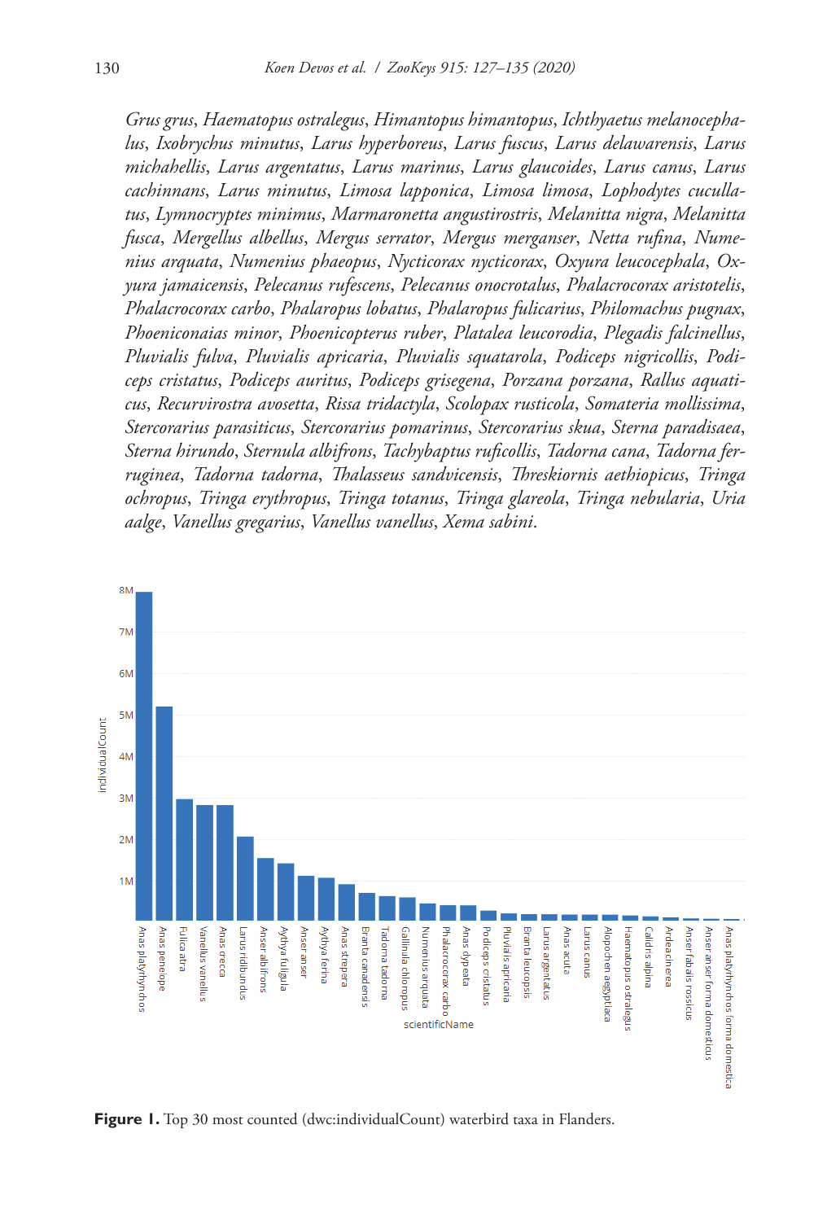*Grus grus*, *Haematopus ostralegus*, *Himantopus himantopus*, *Ichthyaetus melanocephalus*, *Ixobrychus minutus*, *Larus hyperboreus*, *Larus fuscus*, *Larus delawarensis*, *Larus michahellis*, *Larus argentatus*, *Larus marinus*, *Larus glaucoides*, *Larus canus*, *Larus cachinnans*, *Larus minutus*, *Limosa lapponica*, *Limosa limosa*, *Lophodytes cucullatus*, *Lymnocryptes minimus*, *Marmaronetta angustirostris*, *Melanitta nigra*, *Melanitta fusca*, *Mergellus albellus*, *Mergus serrator*, *Mergus merganser*, *Netta rufina*, *Numenius arquata*, *Numenius phaeopus*, *Nycticorax nycticorax*, *Oxyura leucocephala*, *Oxyura jamaicensis*, *Pelecanus rufescens*, *Pelecanus onocrotalus*, *Phalacrocorax aristotelis*, *Phalacrocorax carbo*, *Phalaropus lobatus*, *Phalaropus fulicarius*, *Philomachus pugnax*, *Phoeniconaias minor*, *Phoenicopterus ruber*, *Platalea leucorodia*, *Plegadis falcinellus*, *Pluvialis fulva*, *Pluvialis apricaria*, *Pluvialis squatarola*, *Podiceps nigricollis*, *Podiceps cristatus*, *Podiceps auritus*, *Podiceps grisegena*, *Porzana porzana*, *Rallus aquaticus*, *Recurvirostra avosetta*, *Rissa tridactyla*, *Scolopax rusticola*, *Somateria mollissima*, *Stercorarius parasiticus*, *Stercorarius pomarinus*, *Stercorarius skua*, *Sterna paradisaea*, *Sterna hirundo*, *Sternula albifrons*, *Tachybaptus ruficollis*, *Tadorna cana*, *Tadorna ferruginea*, *Tadorna tadorna*, *Thalasseus sandvicensis*, *Threskiornis aethiopicus*, *Tringa ochropus*, *Tringa erythropus*, *Tringa totanus*, *Tringa glareola*, *Tringa nebularia*, *Uria aalge*, *Vanellus gregarius*, *Vanellus vanellus*, *Xema sabini*.

**Figure 1.** Top 30 most counted (dwc:individualCount) waterbird taxa in Flanders.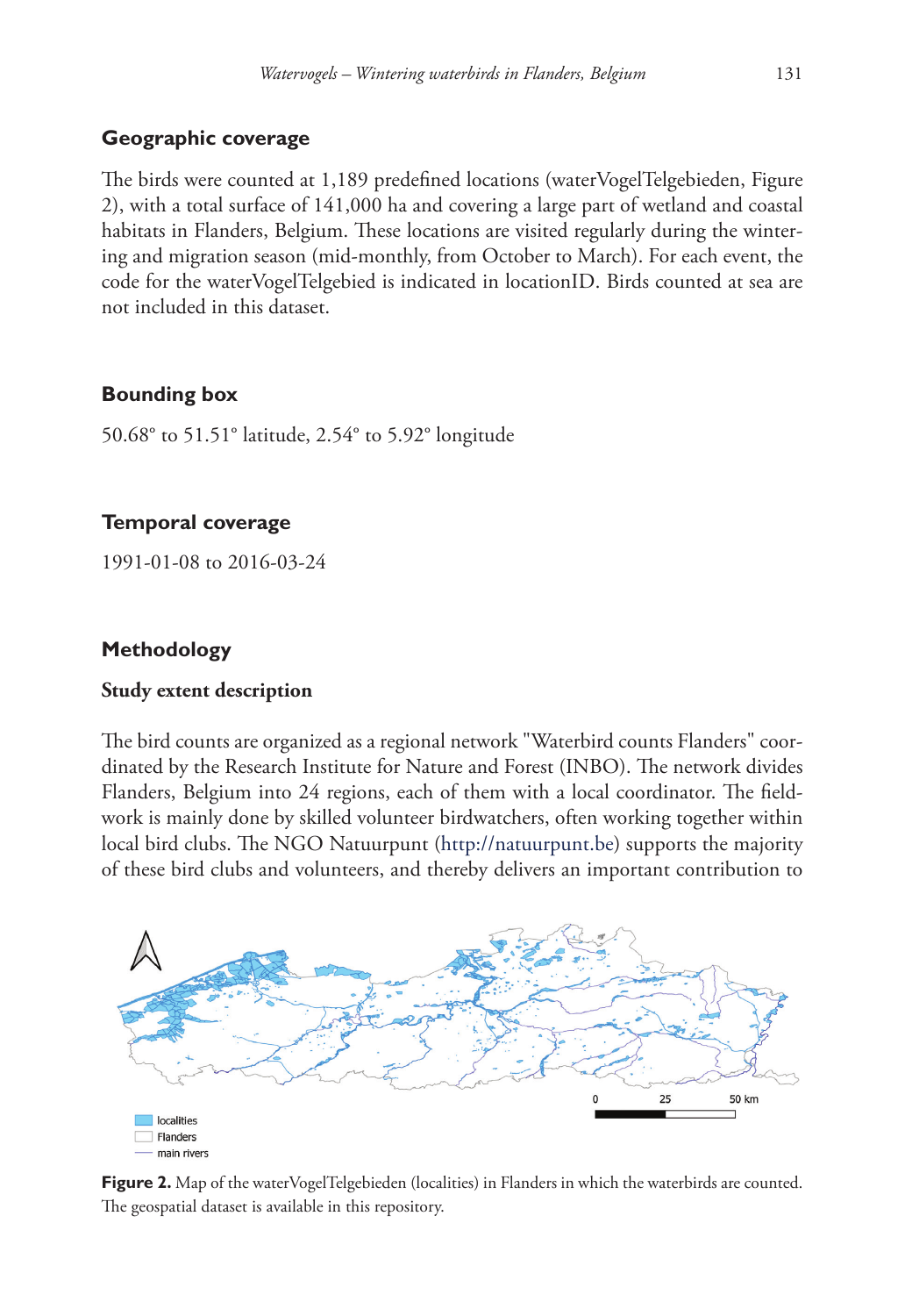## Geographic coverage

The birds were counted at 1,189 predefined locations (waterVogelTelgebieden, Figure 2), with a total surface of 141,000 ha and covering a large part of wetland and coastal habitats in Flanders, Belgium. These locations are visited regularly during the wintering and migration season (mid-monthly, from October to March). For each event, the code for the waterVogelTelgebied is indicated in locationID. Birds counted at sea are not included in this dataset.

## Bounding box

50.68° to 51.51° latitude, 2.54° to 5.92° longitude

## Temporal coverage

1991-01-08 to 2016-03-24

## Methodology

### Study extent description

The bird counts are organized as a regional network "Waterbird counts Flanders" coordinated by the Research Institute for Nature and Forest (INBO). The network divides Flanders, Belgium into 24 regions, each of them with a local coordinator. The fieldwork is mainly done by skilled volunteer birdwatchers, often working together within local bird clubs. The NGO Natuurpunt (http://natuurpunt.be) supports the majority of these bird clubs and volunteers, and thereby delivers an important contribution to

**Figure 2.** Map of the waterVogelTelgebieden (localities) in Flanders in which the waterbirds are counted. The geospatial dataset is available in this repository.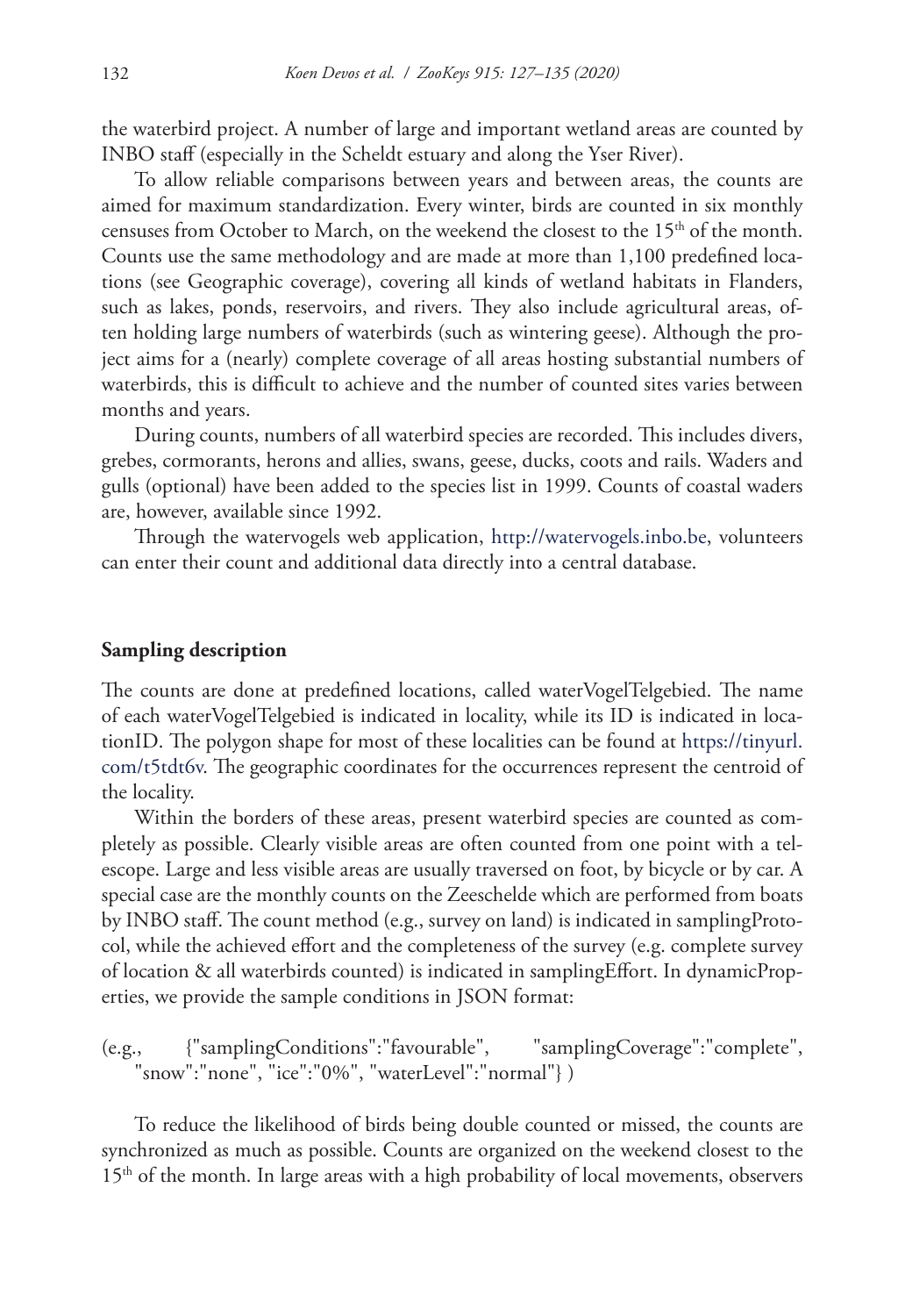the waterbird project. A number of large and important wetland areas are counted by INBO staff (especially in the Scheldt estuary and along the Yser River).

To allow reliable comparisons between years and between areas, the counts are aimed for maximum standardization. Every winter, birds are counted in six monthly censuses from October to March, on the weekend the closest to the 15th of the month. Counts use the same methodology and are made at more than 1,100 predefined locations (see Geographic coverage), covering all kinds of wetland habitats in Flanders, such as lakes, ponds, reservoirs, and rivers. They also include agricultural areas, often holding large numbers of waterbirds (such as wintering geese). Although the project aims for a (nearly) complete coverage of all areas hosting substantial numbers of waterbirds, this is difficult to achieve and the number of counted sites varies between months and years.

During counts, numbers of all waterbird species are recorded. This includes divers, grebes, cormorants, herons and allies, swans, geese, ducks, coots and rails. Waders and gulls (optional) have been added to the species list in 1999. Counts of coastal waders are, however, available since 1992.

Through the watervogels web application, http://watervogels.inbo.be, volunteers can enter their count and additional data directly into a central database.

## Sampling description

The counts are done at predefined locations, called waterVogelTelgebied. The name of each waterVogelTelgebied is indicated in locality, while its ID is indicated in locationID. The polygon shape for most of these localities can be found at https://tinyurl.com/t5tdt6v. The geographic coordinates for the occurrences represent the centroid of the locality.

Within the borders of these areas, present waterbird species are counted as completely as possible. Clearly visible areas are often counted from one point with a telescope. Large and less visible areas are usually traversed on foot, by bicycle or by car. A special case are the monthly counts on the Zeeschelde which are performed from boats by INBO staff. The count method (e.g., survey on land) is indicated in samplingProtocol, while the achieved effort and the completeness of the survey (e.g. complete survey of location & all waterbirds counted) is indicated in samplingEffort. In dynamicProperties, we provide the sample conditions in JSON format:

(e.g., {"samplingConditions":"favourable", "samplingCoverage":"complete", "snow":"none", "ice":"0%", "waterLevel":"normal"} )

To reduce the likelihood of birds being double counted or missed, the counts are synchronized as much as possible. Counts are organized on the weekend closest to the 15th of the month. In large areas with a high probability of local movements, observers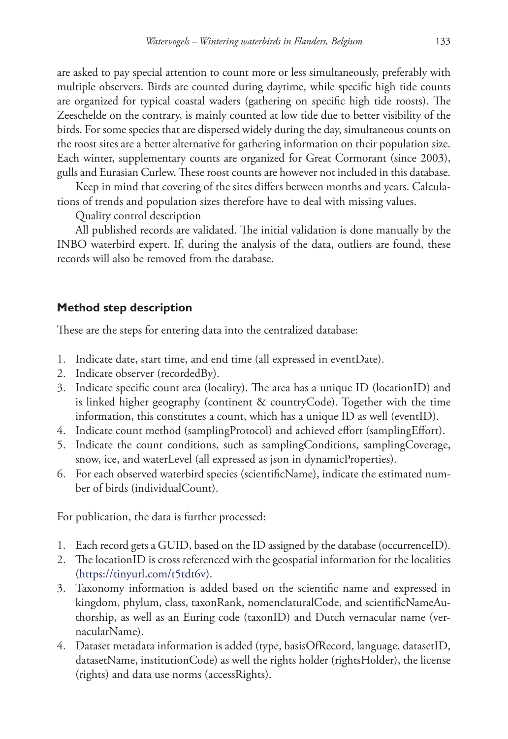are asked to pay special attention to count more or less simultaneously, preferably with multiple observers. Birds are counted during daytime, while specific high tide counts are organized for typical coastal waders (gathering on specific high tide roosts). The Zeeschelde on the contrary, is mainly counted at low tide due to better visibility of the birds. For some species that are dispersed widely during the day, simultaneous counts on the roost sites are a better alternative for gathering information on their population size. Each winter, supplementary counts are organized for Great Cormorant (since 2003), gulls and Eurasian Curlew. These roost counts are however not included in this database.

Keep in mind that covering of the sites differs between months and years. Calculations of trends and population sizes therefore have to deal with missing values.

Quality control description

All published records are validated. The initial validation is done manually by the INBO waterbird expert. If, during the analysis of the data, outliers are found, these records will also be removed from the database.

## Method step description

These are the steps for entering data into the centralized database:

1. Indicate date, start time, and end time (all expressed in eventDate).
2. Indicate observer (recordedBy).
3. Indicate specific count area (locality). The area has a unique ID (locationID) and is linked higher geography (continent & countryCode). Together with the time information, this constitutes a count, which has a unique ID as well (eventID).
4. Indicate count method (samplingProtocol) and achieved effort (samplingEffort).
5. Indicate the count conditions, such as samplingConditions, samplingCoverage, snow, ice, and waterLevel (all expressed as json in dynamicProperties).
6. For each observed waterbird species (scientificName), indicate the estimated number of birds (individualCount).

For publication, the data is further processed:

1. Each record gets a GUID, based on the ID assigned by the database (occurrenceID).
2. The locationID is cross referenced with the geospatial information for the localities (https://tinyurl.com/t5tdt6v).
3. Taxonomy information is added based on the scientific name and expressed in kingdom, phylum, class, taxonRank, nomenclaturalCode, and scientificNameAuthorship, as well as an Euring code (taxonID) and Dutch vernacular name (vernacularName).
4. Dataset metadata information is added (type, basisOfRecord, language, datasetID, datasetName, institutionCode) as well the rights holder (rightsHolder), the license (rights) and data use norms (accessRights).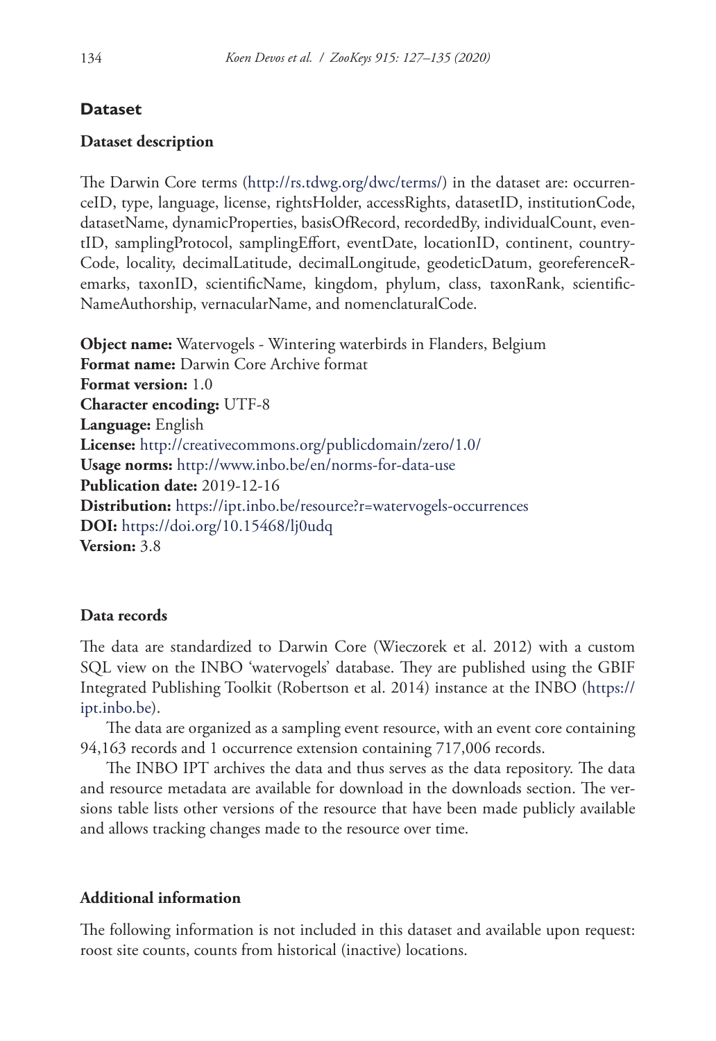## Dataset

### Dataset description

The Darwin Core terms (http://rs.tdwg.org/dwc/terms/) in the dataset are: occurrenceID, type, language, license, rightsHolder, accessRights, datasetID, institutionCode, datasetName, dynamicProperties, basisOfRecord, recordedBy, individualCount, eventID, samplingProtocol, samplingEffort, eventDate, locationID, continent, countryCode, locality, decimalLatitude, decimalLongitude, geodeticDatum, georeferenceRemarks, taxonID, scientificName, kingdom, phylum, class, taxonRank, scientificNameAuthorship, vernacularName, and nomenclaturalCode.

**Object name:** Watervogels - Wintering waterbirds in Flanders, Belgium
**Format name:** Darwin Core Archive format
**Format version:** 1.0
**Character encoding:** UTF-8
**Language:** English
**License:** http://creativecommons.org/publicdomain/zero/1.0/
**Usage norms:** http://www.inbo.be/en/norms-for-data-use
**Publication date:** 2019-12-16
**Distribution:** https://ipt.inbo.be/resource?r=watervogels-occurrences
**DOI:** https://doi.org/10.15468/lj0udq
**Version:** 3.8

### Data records

The data are standardized to Darwin Core (Wieczorek et al. 2012) with a custom SQL view on the INBO 'watervogels' database. They are published using the GBIF Integrated Publishing Toolkit (Robertson et al. 2014) instance at the INBO (https://ipt.inbo.be).

The data are organized as a sampling event resource, with an event core containing 94,163 records and 1 occurrence extension containing 717,006 records.

The INBO IPT archives the data and thus serves as the data repository. The data and resource metadata are available for download in the downloads section. The versions table lists other versions of the resource that have been made publicly available and allows tracking changes made to the resource over time.

### Additional information

The following information is not included in this dataset and available upon request: roost site counts, counts from historical (inactive) locations.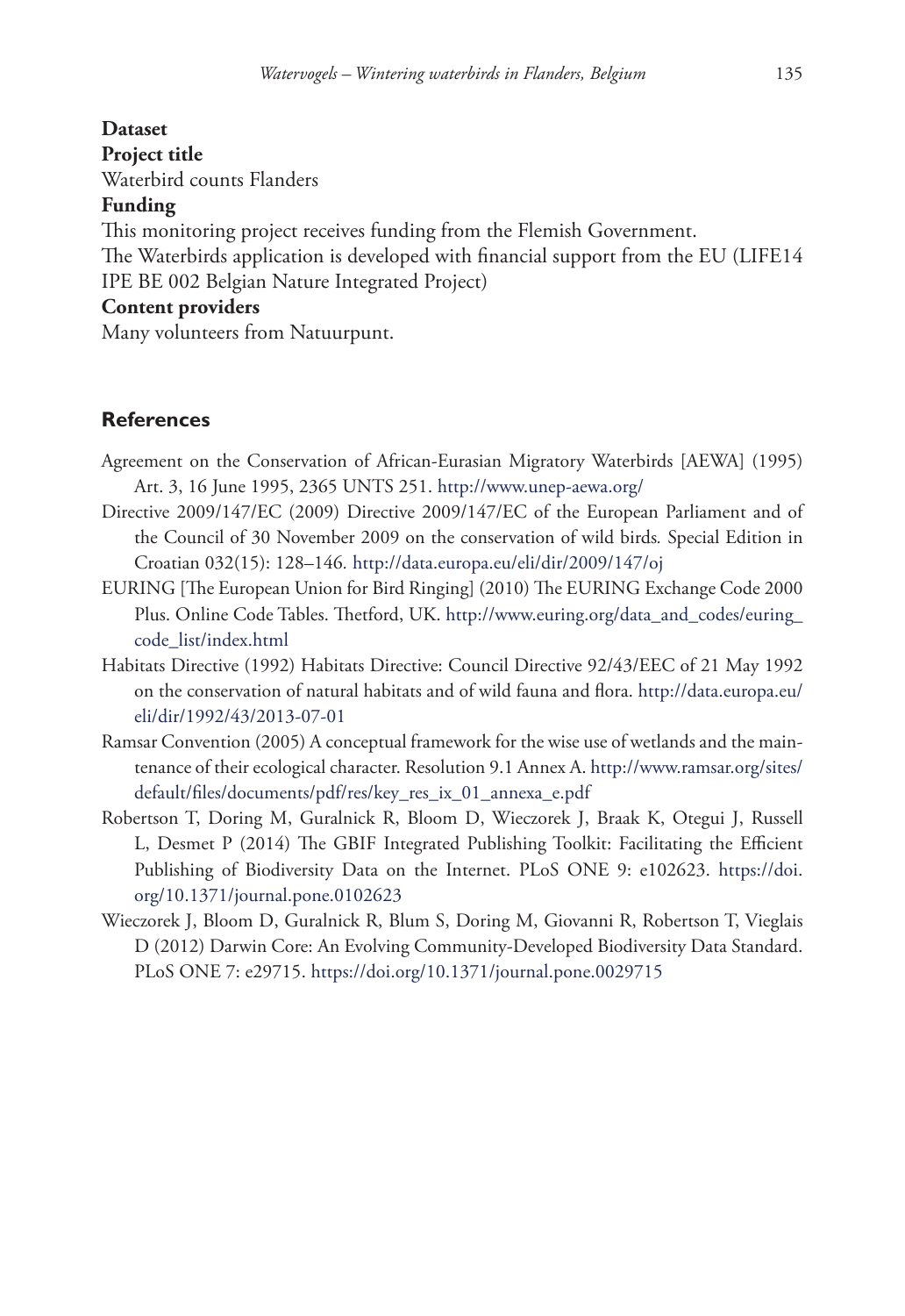**Dataset**

**Project title**

Waterbird counts Flanders

**Funding**

This monitoring project receives funding from the Flemish Government.

The Waterbirds application is developed with financial support from the EU (LIFE14 IPE BE 002 Belgian Nature Integrated Project)

**Content providers**

Many volunteers from Natuurpunt.

## References

Agreement on the Conservation of African-Eurasian Migratory Waterbirds [AEWA] (1995) Art. 3, 16 June 1995, 2365 UNTS 251. http://www.unep-aewa.org/

Directive 2009/147/EC (2009) Directive 2009/147/EC of the European Parliament and of the Council of 30 November 2009 on the conservation of wild birds*.* Special Edition in Croatian 032(15): 128–146*.* http://data.europa.eu/eli/dir/2009/147/oj

EURING [The European Union for Bird Ringing] (2010) The EURING Exchange Code 2000 Plus. Online Code Tables. Thetford, UK. http://www.euring.org/data_and_codes/euring_code_list/index.html

Habitats Directive (1992) Habitats Directive: Council Directive 92/43/EEC of 21 May 1992 on the conservation of natural habitats and of wild fauna and flora. http://data.europa.eu/eli/dir/1992/43/2013-07-01

Ramsar Convention (2005) A conceptual framework for the wise use of wetlands and the maintenance of their ecological character. Resolution 9.1 Annex A. http://www.ramsar.org/sites/default/files/documents/pdf/res/key_res_ix_01_annexa_e.pdf

Robertson T, Doring M, Guralnick R, Bloom D, Wieczorek J, Braak K, Otegui J, Russell L, Desmet P (2014) The GBIF Integrated Publishing Toolkit: Facilitating the Efficient Publishing of Biodiversity Data on the Internet. PLoS ONE 9: e102623. https://doi.org/10.1371/journal.pone.0102623

Wieczorek J, Bloom D, Guralnick R, Blum S, Doring M, Giovanni R, Robertson T, Vieglais D (2012) Darwin Core: An Evolving Community-Developed Biodiversity Data Standard. PLoS ONE 7: e29715. https://doi.org/10.1371/journal.pone.0029715